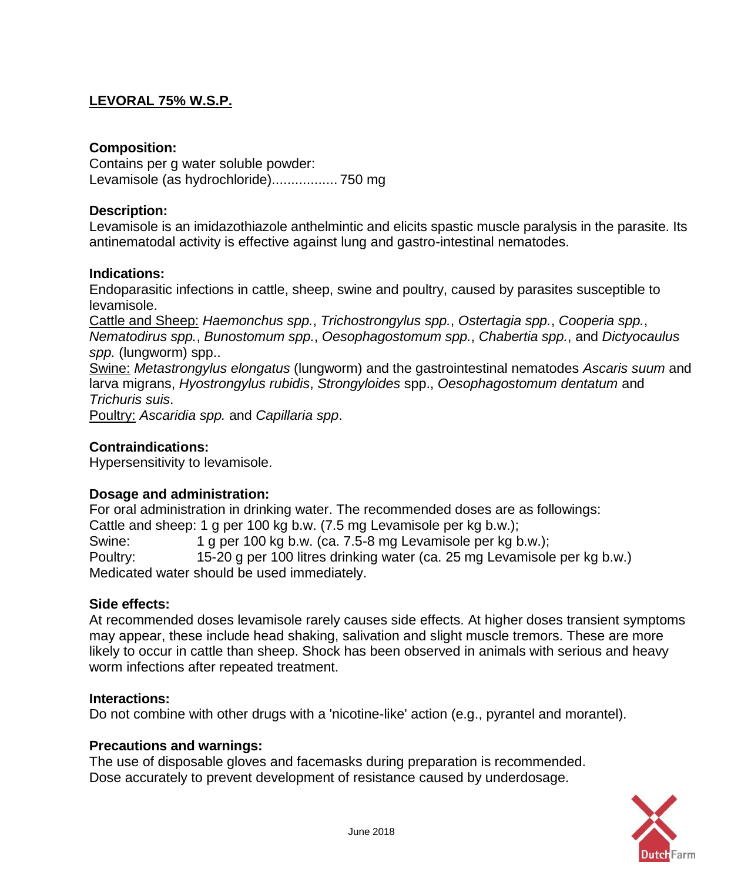# LEVORAL 75% W.S.P.

**Composition:**
Contains per g water soluble powder:
Levamisole (as hydrochloride)................. 750 mg

**Description:**
Levamisole is an imidazothiazole anthelmintic and elicits spastic muscle paralysis in the parasite. Its antinematodal activity is effective against lung and gastro-intestinal nematodes.

**Indications:**
Endoparasitic infections in cattle, sheep, swine and poultry, caused by parasites susceptible to levamisole.
Cattle and Sheep: *Haemonchus spp.*, *Trichostrongylus spp.*, *Ostertagia spp.*, *Cooperia spp.*, *Nematodirus spp.*, *Bunostomum spp.*, *Oesophagostomum spp.*, *Chabertia spp.*, and *Dictyocaulus spp.* (lungworm) spp..
Swine: *Metastrongylus elongatus* (lungworm) and the gastrointestinal nematodes *Ascaris suum* and larva migrans, *Hyostrongylus rubidis*, *Strongyloides* spp., *Oesophagostomum dentatum* and *Trichuris suis*.
Poultry: *Ascaridia spp.* and *Capillaria spp*.

**Contraindications:**
Hypersensitivity to levamisole.

**Dosage and administration:**
For oral administration in drinking water. The recommended doses are as followings:
Cattle and sheep: 1 g per 100 kg b.w. (7.5 mg Levamisole per kg b.w.);
Swine: 1 g per 100 kg b.w. (ca. 7.5-8 mg Levamisole per kg b.w.);
Poultry: 15-20 g per 100 litres drinking water (ca. 25 mg Levamisole per kg b.w.)
Medicated water should be used immediately.

**Side effects:**
At recommended doses levamisole rarely causes side effects. At higher doses transient symptoms may appear, these include head shaking, salivation and slight muscle tremors. These are more likely to occur in cattle than sheep. Shock has been observed in animals with serious and heavy worm infections after repeated treatment.

**Interactions:**
Do not combine with other drugs with a 'nicotine-like' action (e.g., pyrantel and morantel).

**Precautions and warnings:**
The use of disposable gloves and facemasks during preparation is recommended.
Dose accurately to prevent development of resistance caused by underdosage.

June 2018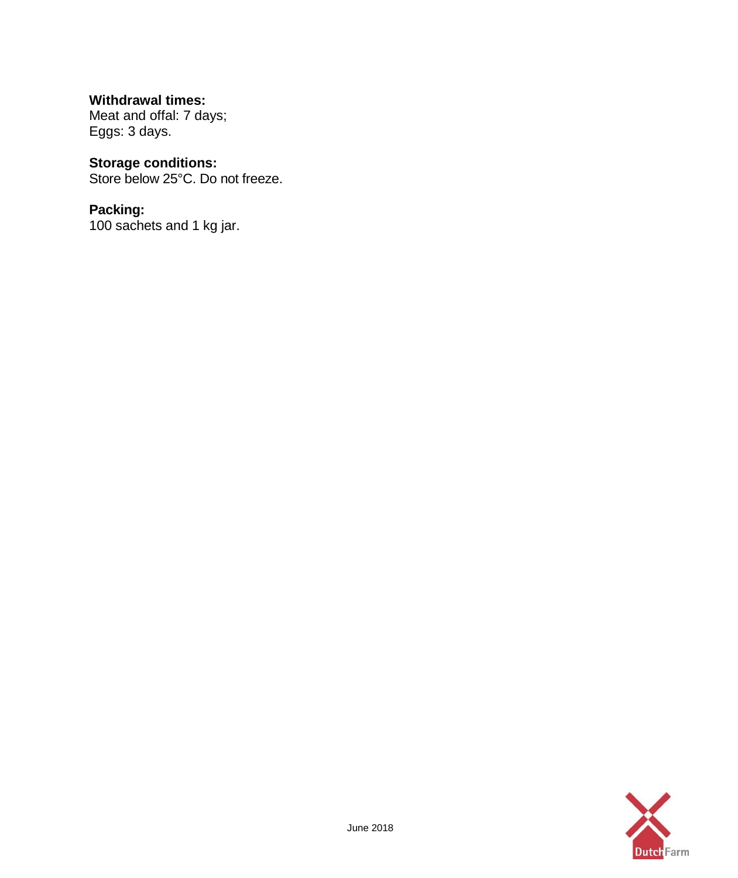**Withdrawal times:**
Meat and offal: 7 days;
Eggs: 3 days.

**Storage conditions:**
Store below 25°C. Do not freeze.

**Packing:**
100 sachets and 1 kg jar.

June 2018